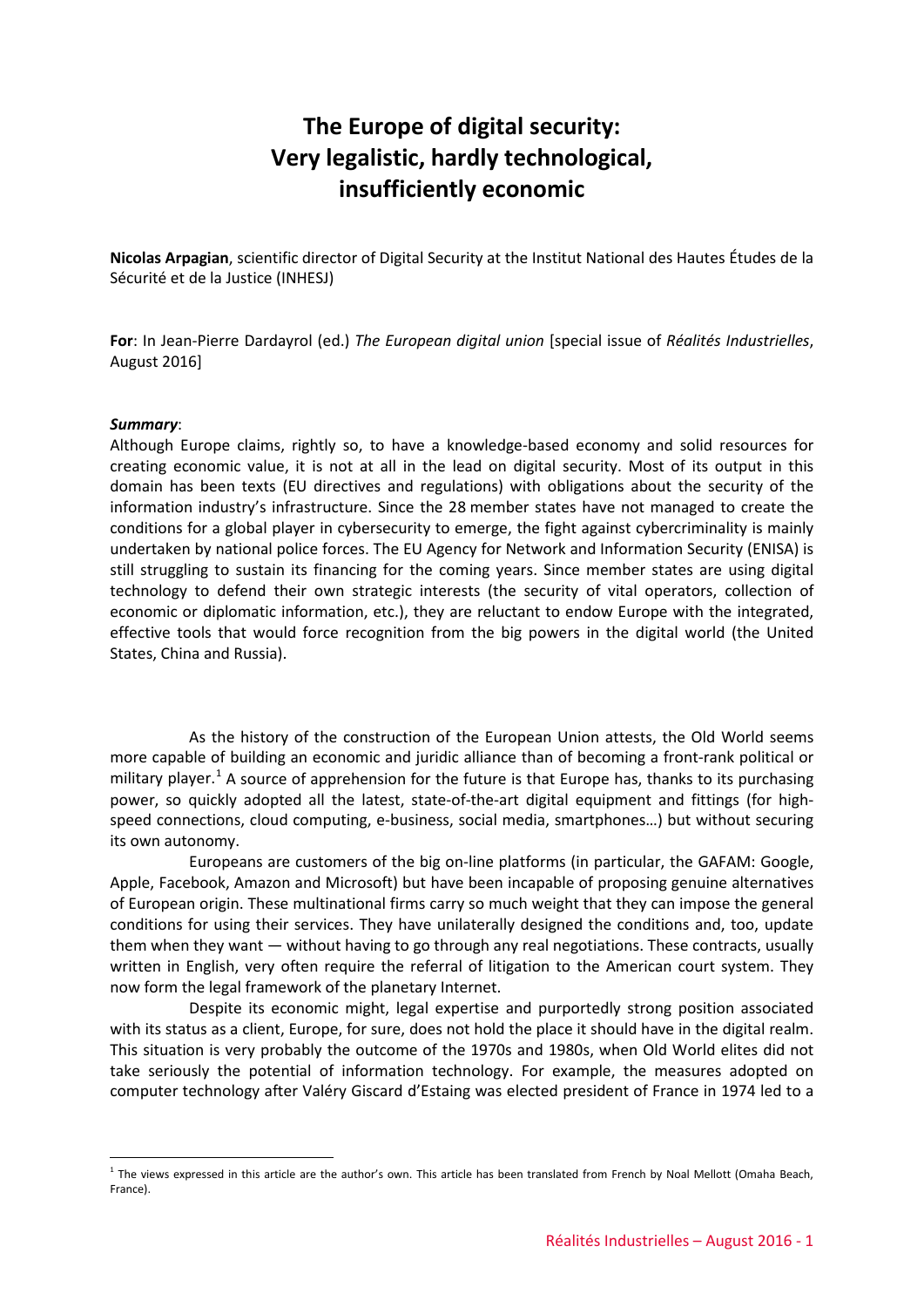# The Europe of digital security: Very legalistic, hardly technological, insufficiently economic

**Nicolas Arpagian**, scientific director of Digital Security at the Institut National des Hautes Études de la Sécurité et de la Justice (INHESJ)

**For**: In Jean-Pierre Dardayrol (ed.) *The European digital union* [special issue of *Réalités Industrielles*, August 2016]

***Summary***:

Although Europe claims, rightly so, to have a knowledge-based economy and solid resources for creating economic value, it is not at all in the lead on digital security. Most of its output in this domain has been texts (EU directives and regulations) with obligations about the security of the information industry's infrastructure. Since the 28 member states have not managed to create the conditions for a global player in cybersecurity to emerge, the fight against cybercriminality is mainly undertaken by national police forces. The EU Agency for Network and Information Security (ENISA) is still struggling to sustain its financing for the coming years. Since member states are using digital technology to defend their own strategic interests (the security of vital operators, collection of economic or diplomatic information, etc.), they are reluctant to endow Europe with the integrated, effective tools that would force recognition from the big powers in the digital world (the United States, China and Russia).

As the history of the construction of the European Union attests, the Old World seems more capable of building an economic and juridic alliance than of becoming a front-rank political or military player.[1] A source of apprehension for the future is that Europe has, thanks to its purchasing power, so quickly adopted all the latest, state-of-the-art digital equipment and fittings (for high-speed connections, cloud computing, e-business, social media, smartphones…) but without securing its own autonomy.

Europeans are customers of the big on-line platforms (in particular, the GAFAM: Google, Apple, Facebook, Amazon and Microsoft) but have been incapable of proposing genuine alternatives of European origin. These multinational firms carry so much weight that they can impose the general conditions for using their services. They have unilaterally designed the conditions and, too, update them when they want — without having to go through any real negotiations. These contracts, usually written in English, very often require the referral of litigation to the American court system. They now form the legal framework of the planetary Internet.

Despite its economic might, legal expertise and purportedly strong position associated with its status as a client, Europe, for sure, does not hold the place it should have in the digital realm. This situation is very probably the outcome of the 1970s and 1980s, when Old World elites did not take seriously the potential of information technology. For example, the measures adopted on computer technology after Valéry Giscard d'Estaing was elected president of France in 1974 led to a

[1] The views expressed in this article are the author's own. This article has been translated from French by Noal Mellott (Omaha Beach, France).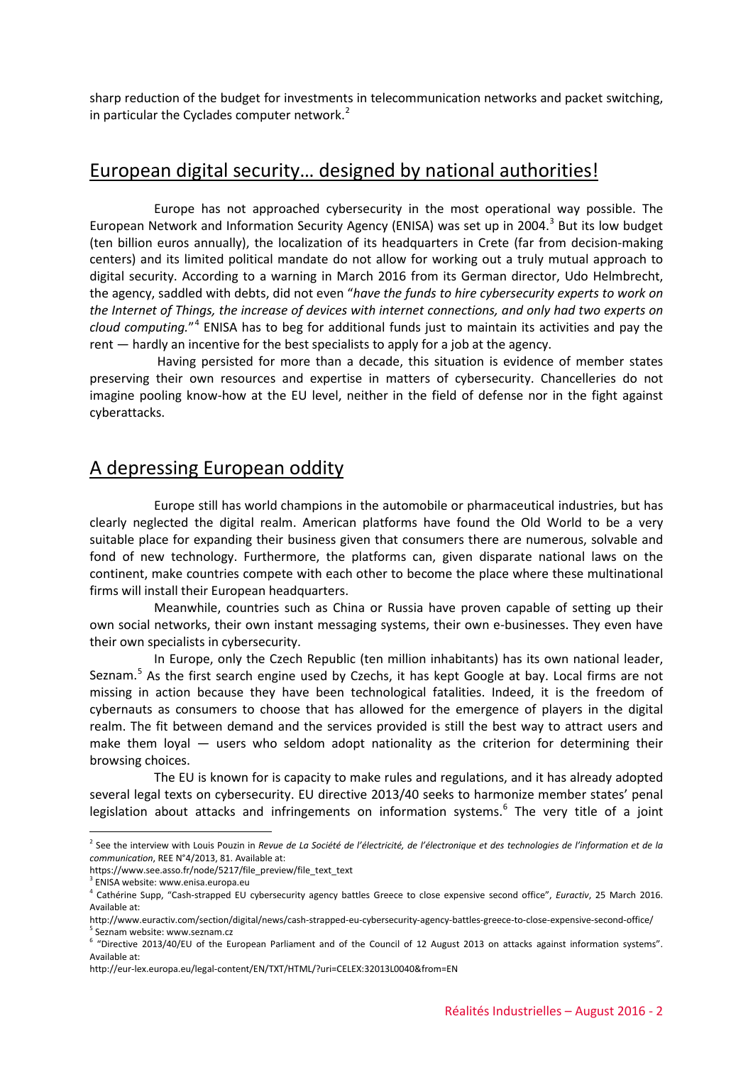sharp reduction of the budget for investments in telecommunication networks and packet switching, in particular the Cyclades computer network.[2]

## European digital security… designed by national authorities!

Europe has not approached cybersecurity in the most operational way possible. The European Network and Information Security Agency (ENISA) was set up in 2004.[3] But its low budget (ten billion euros annually), the localization of its headquarters in Crete (far from decision-making centers) and its limited political mandate do not allow for working out a truly mutual approach to digital security. According to a warning in March 2016 from its German director, Udo Helmbrecht, the agency, saddled with debts, did not even "*have the funds to hire cybersecurity experts to work on the Internet of Things, the increase of devices with internet connections, and only had two experts on cloud computing.*"[4] ENISA has to beg for additional funds just to maintain its activities and pay the rent — hardly an incentive for the best specialists to apply for a job at the agency.

Having persisted for more than a decade, this situation is evidence of member states preserving their own resources and expertise in matters of cybersecurity. Chancelleries do not imagine pooling know-how at the EU level, neither in the field of defense nor in the fight against cyberattacks.

## A depressing European oddity

Europe still has world champions in the automobile or pharmaceutical industries, but has clearly neglected the digital realm. American platforms have found the Old World to be a very suitable place for expanding their business given that consumers there are numerous, solvable and fond of new technology. Furthermore, the platforms can, given disparate national laws on the continent, make countries compete with each other to become the place where these multinational firms will install their European headquarters.

Meanwhile, countries such as China or Russia have proven capable of setting up their own social networks, their own instant messaging systems, their own e-businesses. They even have their own specialists in cybersecurity.

In Europe, only the Czech Republic (ten million inhabitants) has its own national leader, Seznam.[5] As the first search engine used by Czechs, it has kept Google at bay. Local firms are not missing in action because they have been technological fatalities. Indeed, it is the freedom of cybernauts as consumers to choose that has allowed for the emergence of players in the digital realm. The fit between demand and the services provided is still the best way to attract users and make them loyal — users who seldom adopt nationality as the criterion for determining their browsing choices.

The EU is known for is capacity to make rules and regulations, and it has already adopted several legal texts on cybersecurity. EU directive 2013/40 seeks to harmonize member states' penal legislation about attacks and infringements on information systems.[6] The very title of a joint

---

[2] See the interview with Louis Pouzin in *Revue de La Société de l'électricité, de l'électronique et des technologies de l'information et de la communication*, REE N°4/2013, 81. Available at:
https://www.see.asso.fr/node/5217/file_preview/file_text_text

[3] ENISA website: www.enisa.europa.eu

[4] Cathérine Supp, "Cash-strapped EU cybersecurity agency battles Greece to close expensive second office", *Euractiv*, 25 March 2016. Available at:
http://www.euractiv.com/section/digital/news/cash-strapped-eu-cybersecurity-agency-battles-greece-to-close-expensive-second-office/

[5] Seznam website: www.seznam.cz

[6] "Directive 2013/40/EU of the European Parliament and of the Council of 12 August 2013 on attacks against information systems". Available at:
http://eur-lex.europa.eu/legal-content/EN/TXT/HTML/?uri=CELEX:32013L0040&from=EN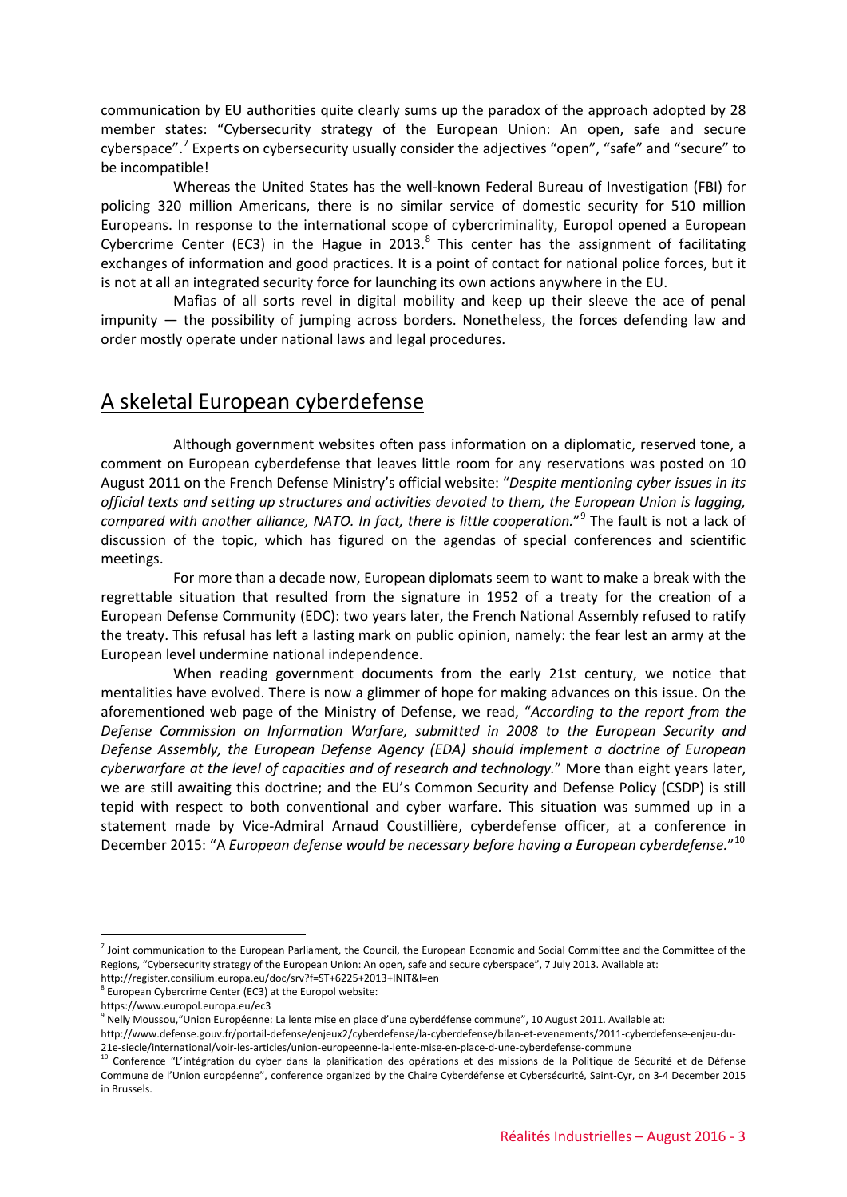communication by EU authorities quite clearly sums up the paradox of the approach adopted by 28 member states: "Cybersecurity strategy of the European Union: An open, safe and secure cyberspace".[7] Experts on cybersecurity usually consider the adjectives "open", "safe" and "secure" to be incompatible!

Whereas the United States has the well-known Federal Bureau of Investigation (FBI) for policing 320 million Americans, there is no similar service of domestic security for 510 million Europeans. In response to the international scope of cybercriminality, Europol opened a European Cybercrime Center (EC3) in the Hague in 2013.[8] This center has the assignment of facilitating exchanges of information and good practices. It is a point of contact for national police forces, but it is not at all an integrated security force for launching its own actions anywhere in the EU.

Mafias of all sorts revel in digital mobility and keep up their sleeve the ace of penal impunity — the possibility of jumping across borders. Nonetheless, the forces defending law and order mostly operate under national laws and legal procedures.

## A skeletal European cyberdefense

Although government websites often pass information on a diplomatic, reserved tone, a comment on European cyberdefense that leaves little room for any reservations was posted on 10 August 2011 on the French Defense Ministry's official website: "*Despite mentioning cyber issues in its official texts and setting up structures and activities devoted to them, the European Union is lagging, compared with another alliance, NATO. In fact, there is little cooperation.*"[9] The fault is not a lack of discussion of the topic, which has figured on the agendas of special conferences and scientific meetings.

For more than a decade now, European diplomats seem to want to make a break with the regrettable situation that resulted from the signature in 1952 of a treaty for the creation of a European Defense Community (EDC): two years later, the French National Assembly refused to ratify the treaty. This refusal has left a lasting mark on public opinion, namely: the fear lest an army at the European level undermine national independence.

When reading government documents from the early 21st century, we notice that mentalities have evolved. There is now a glimmer of hope for making advances on this issue. On the aforementioned web page of the Ministry of Defense, we read, "*According to the report from the Defense Commission on Information Warfare, submitted in 2008 to the European Security and Defense Assembly, the European Defense Agency (EDA) should implement a doctrine of European cyberwarfare at the level of capacities and of research and technology.*" More than eight years later, we are still awaiting this doctrine; and the EU's Common Security and Defense Policy (CSDP) is still tepid with respect to both conventional and cyber warfare. This situation was summed up in a statement made by Vice-Admiral Arnaud Coustillière, cyberdefense officer, at a conference in December 2015: "A *European defense would be necessary before having a European cyberdefense.*"[10]

---

[7] Joint communication to the European Parliament, the Council, the European Economic and Social Committee and the Committee of the Regions, "Cybersecurity strategy of the European Union: An open, safe and secure cyberspace", 7 July 2013. Available at: http://register.consilium.europa.eu/doc/srv?f=ST+6225+2013+INIT&l=en

[8] European Cybercrime Center (EC3) at the Europol website: https://www.europol.europa.eu/ec3

[9] Nelly Moussou,"Union Européenne: La lente mise en place d'une cyberdéfense commune", 10 August 2011. Available at: http://www.defense.gouv.fr/portail-defense/enjeux2/cyberdefense/la-cyberdefense/bilan-et-evenements/2011-cyberdefense-enjeu-du-21e-siecle/international/voir-les-articles/union-europeenne-la-lente-mise-en-place-d-une-cyberdefense-commune

[10] Conference "L'intégration du cyber dans la planification des opérations et des missions de la Politique de Sécurité et de Défense Commune de l'Union européenne", conference organized by the Chaire Cyberdéfense et Cybersécurité, Saint-Cyr, on 3-4 December 2015 in Brussels.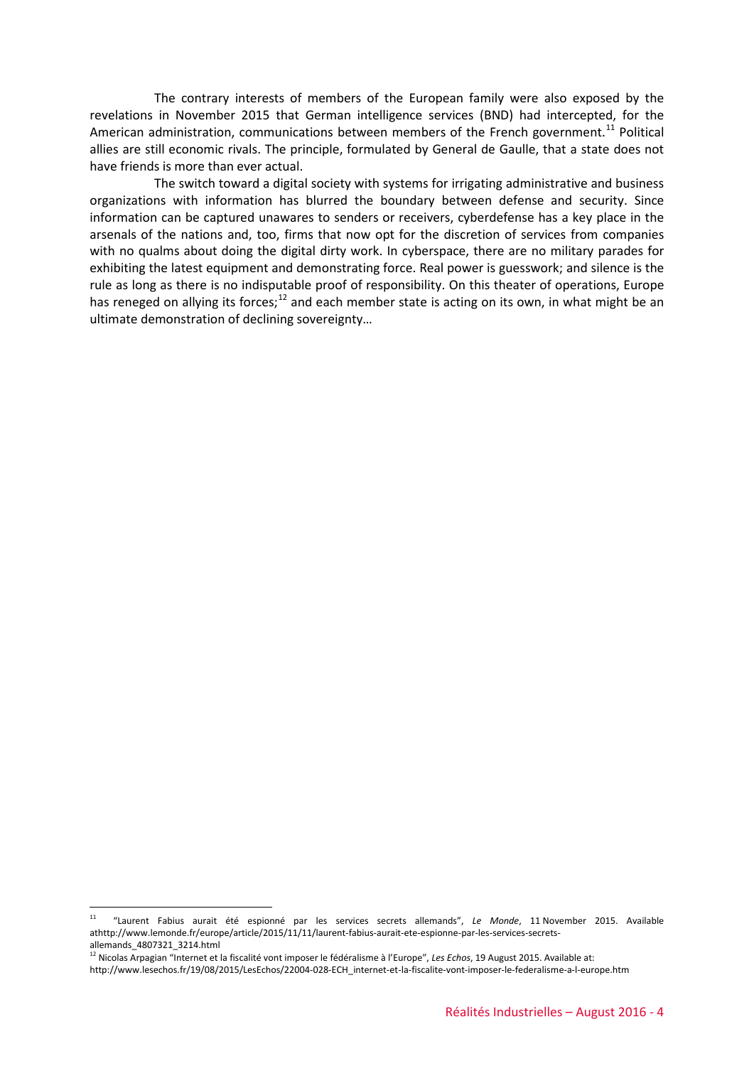The contrary interests of members of the European family were also exposed by the revelations in November 2015 that German intelligence services (BND) had intercepted, for the American administration, communications between members of the French government.[11] Political allies are still economic rivals. The principle, formulated by General de Gaulle, that a state does not have friends is more than ever actual.

The switch toward a digital society with systems for irrigating administrative and business organizations with information has blurred the boundary between defense and security. Since information can be captured unawares to senders or receivers, cyberdefense has a key place in the arsenals of the nations and, too, firms that now opt for the discretion of services from companies with no qualms about doing the digital dirty work. In cyberspace, there are no military parades for exhibiting the latest equipment and demonstrating force. Real power is guesswork; and silence is the rule as long as there is no indisputable proof of responsibility. On this theater of operations, Europe has reneged on allying its forces;[12] and each member state is acting on its own, in what might be an ultimate demonstration of declining sovereignty…

---

[11] "Laurent Fabius aurait été espionné par les services secrets allemands", *Le Monde*, 11 November 2015. Available athttp://www.lemonde.fr/europe/article/2015/11/11/laurent-fabius-aurait-ete-espionne-par-les-services-secrets-allemands_4807321_3214.html

[12] Nicolas Arpagian "Internet et la fiscalité vont imposer le fédéralisme à l'Europe", *Les Echos*, 19 August 2015. Available at: http://www.lesechos.fr/19/08/2015/LesEchos/22004-028-ECH_internet-et-la-fiscalite-vont-imposer-le-federalisme-a-l-europe.htm